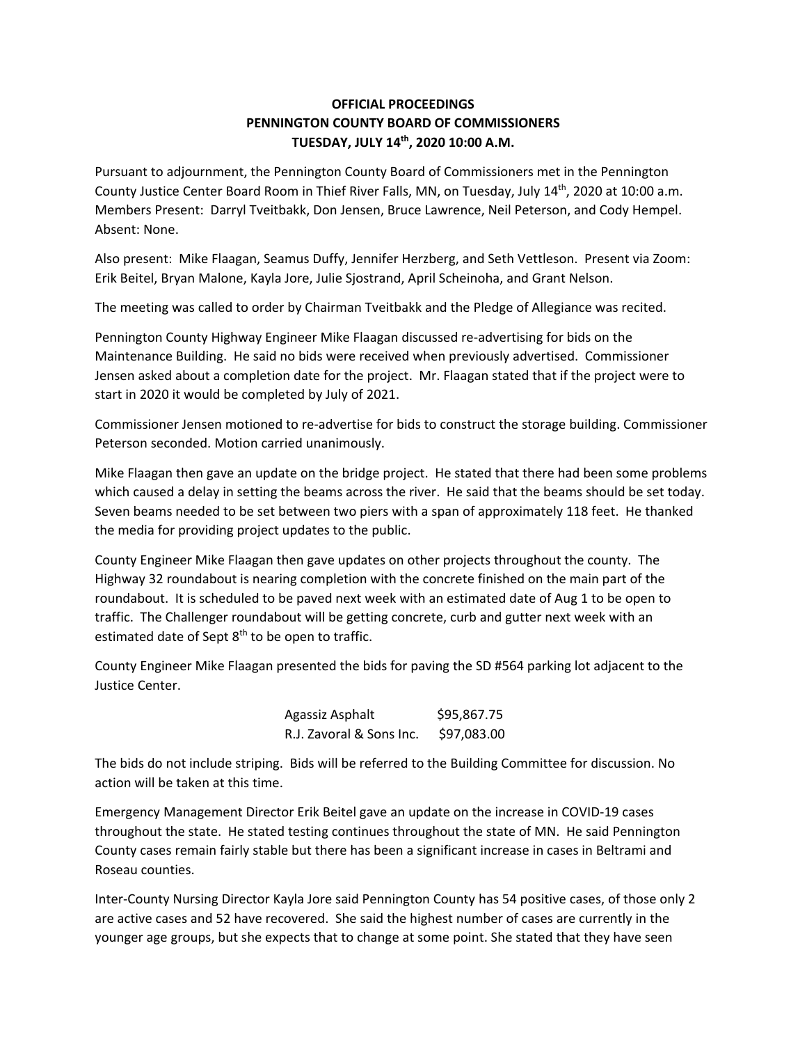# OFFICIAL PROCEEDINGS
# PENNINGTON COUNTY BOARD OF COMMISSIONERS
# TUESDAY, JULY 14th, 2020 10:00 A.M.

Pursuant to adjournment, the Pennington County Board of Commissioners met in the Pennington County Justice Center Board Room in Thief River Falls, MN, on Tuesday, July 14th, 2020 at 10:00 a.m. Members Present: Darryl Tveitbakk, Don Jensen, Bruce Lawrence, Neil Peterson, and Cody Hempel. Absent: None.

Also present: Mike Flaagan, Seamus Duffy, Jennifer Herzberg, and Seth Vettleson. Present via Zoom: Erik Beitel, Bryan Malone, Kayla Jore, Julie Sjostrand, April Scheinoha, and Grant Nelson.

The meeting was called to order by Chairman Tveitbakk and the Pledge of Allegiance was recited.

Pennington County Highway Engineer Mike Flaagan discussed re-advertising for bids on the Maintenance Building. He said no bids were received when previously advertised. Commissioner Jensen asked about a completion date for the project. Mr. Flaagan stated that if the project were to start in 2020 it would be completed by July of 2021.

Commissioner Jensen motioned to re-advertise for bids to construct the storage building. Commissioner Peterson seconded. Motion carried unanimously.

Mike Flaagan then gave an update on the bridge project. He stated that there had been some problems which caused a delay in setting the beams across the river. He said that the beams should be set today. Seven beams needed to be set between two piers with a span of approximately 118 feet. He thanked the media for providing project updates to the public.

County Engineer Mike Flaagan then gave updates on other projects throughout the county. The Highway 32 roundabout is nearing completion with the concrete finished on the main part of the roundabout. It is scheduled to be paved next week with an estimated date of Aug 1 to be open to traffic. The Challenger roundabout will be getting concrete, curb and gutter next week with an estimated date of Sept 8th to be open to traffic.

County Engineer Mike Flaagan presented the bids for paving the SD #564 parking lot adjacent to the Justice Center.

| | |
|---|---|
| Agassiz Asphalt | $95,867.75 |
| R.J. Zavoral & Sons Inc. | $97,083.00 |

The bids do not include striping. Bids will be referred to the Building Committee for discussion. No action will be taken at this time.

Emergency Management Director Erik Beitel gave an update on the increase in COVID-19 cases throughout the state. He stated testing continues throughout the state of MN. He said Pennington County cases remain fairly stable but there has been a significant increase in cases in Beltrami and Roseau counties.

Inter-County Nursing Director Kayla Jore said Pennington County has 54 positive cases, of those only 2 are active cases and 52 have recovered. She said the highest number of cases are currently in the younger age groups, but she expects that to change at some point. She stated that they have seen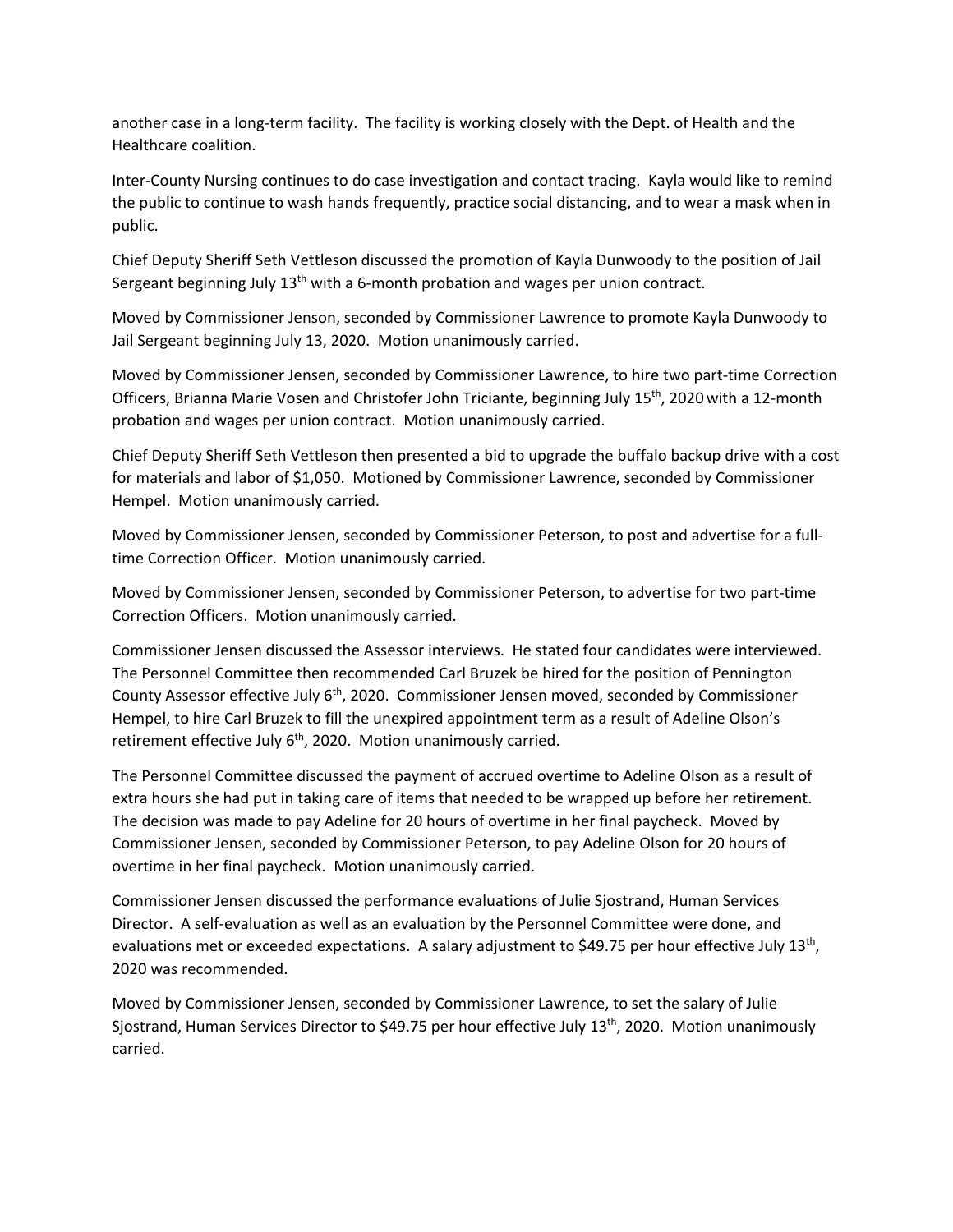another case in a long-term facility. The facility is working closely with the Dept. of Health and the Healthcare coalition.

Inter-County Nursing continues to do case investigation and contact tracing. Kayla would like to remind the public to continue to wash hands frequently, practice social distancing, and to wear a mask when in public.

Chief Deputy Sheriff Seth Vettleson discussed the promotion of Kayla Dunwoody to the position of Jail Sergeant beginning July 13th with a 6-month probation and wages per union contract.

Moved by Commissioner Jenson, seconded by Commissioner Lawrence to promote Kayla Dunwoody to Jail Sergeant beginning July 13, 2020. Motion unanimously carried.

Moved by Commissioner Jensen, seconded by Commissioner Lawrence, to hire two part-time Correction Officers, Brianna Marie Vosen and Christofer John Triciante, beginning July 15th, 2020 with a 12-month probation and wages per union contract. Motion unanimously carried.

Chief Deputy Sheriff Seth Vettleson then presented a bid to upgrade the buffalo backup drive with a cost for materials and labor of $1,050. Motioned by Commissioner Lawrence, seconded by Commissioner Hempel. Motion unanimously carried.

Moved by Commissioner Jensen, seconded by Commissioner Peterson, to post and advertise for a full-time Correction Officer. Motion unanimously carried.

Moved by Commissioner Jensen, seconded by Commissioner Peterson, to advertise for two part-time Correction Officers. Motion unanimously carried.

Commissioner Jensen discussed the Assessor interviews. He stated four candidates were interviewed. The Personnel Committee then recommended Carl Bruzek be hired for the position of Pennington County Assessor effective July 6th, 2020. Commissioner Jensen moved, seconded by Commissioner Hempel, to hire Carl Bruzek to fill the unexpired appointment term as a result of Adeline Olson's retirement effective July 6th, 2020. Motion unanimously carried.

The Personnel Committee discussed the payment of accrued overtime to Adeline Olson as a result of extra hours she had put in taking care of items that needed to be wrapped up before her retirement. The decision was made to pay Adeline for 20 hours of overtime in her final paycheck. Moved by Commissioner Jensen, seconded by Commissioner Peterson, to pay Adeline Olson for 20 hours of overtime in her final paycheck. Motion unanimously carried.

Commissioner Jensen discussed the performance evaluations of Julie Sjostrand, Human Services Director. A self-evaluation as well as an evaluation by the Personnel Committee were done, and evaluations met or exceeded expectations. A salary adjustment to $49.75 per hour effective July 13th, 2020 was recommended.

Moved by Commissioner Jensen, seconded by Commissioner Lawrence, to set the salary of Julie Sjostrand, Human Services Director to $49.75 per hour effective July 13th, 2020. Motion unanimously carried.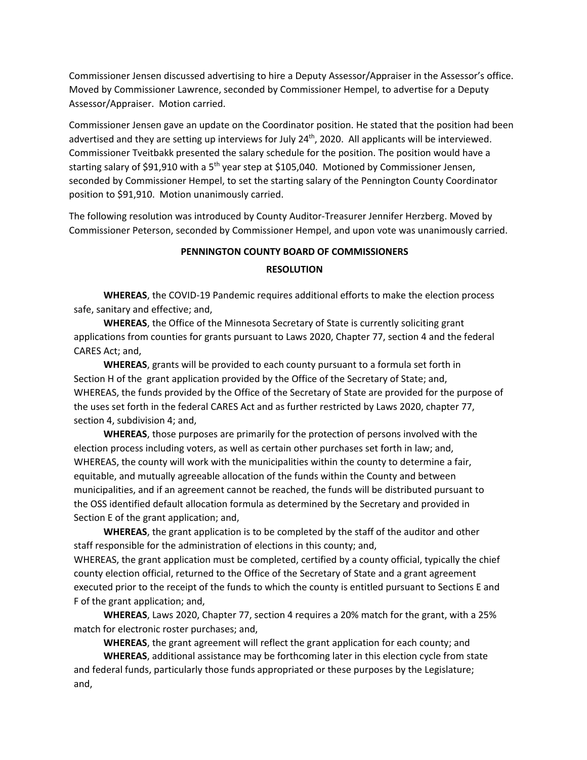Commissioner Jensen discussed advertising to hire a Deputy Assessor/Appraiser in the Assessor's office. Moved by Commissioner Lawrence, seconded by Commissioner Hempel, to advertise for a Deputy Assessor/Appraiser. Motion carried.

Commissioner Jensen gave an update on the Coordinator position. He stated that the position had been advertised and they are setting up interviews for July 24th, 2020. All applicants will be interviewed. Commissioner Tveitbakk presented the salary schedule for the position. The position would have a starting salary of $91,910 with a 5th year step at $105,040. Motioned by Commissioner Jensen, seconded by Commissioner Hempel, to set the starting salary of the Pennington County Coordinator position to $91,910. Motion unanimously carried.

The following resolution was introduced by County Auditor-Treasurer Jennifer Herzberg. Moved by Commissioner Peterson, seconded by Commissioner Hempel, and upon vote was unanimously carried.

**PENNINGTON COUNTY BOARD OF COMMISSIONERS**

**RESOLUTION**

**WHEREAS**, the COVID-19 Pandemic requires additional efforts to make the election process safe, sanitary and effective; and,

**WHEREAS**, the Office of the Minnesota Secretary of State is currently soliciting grant applications from counties for grants pursuant to Laws 2020, Chapter 77, section 4 and the federal CARES Act; and,

**WHEREAS**, grants will be provided to each county pursuant to a formula set forth in Section H of the grant application provided by the Office of the Secretary of State; and,
WHEREAS, the funds provided by the Office of the Secretary of State are provided for the purpose of the uses set forth in the federal CARES Act and as further restricted by Laws 2020, chapter 77, section 4, subdivision 4; and,

**WHEREAS**, those purposes are primarily for the protection of persons involved with the election process including voters, as well as certain other purchases set forth in law; and,
WHEREAS, the county will work with the municipalities within the county to determine a fair, equitable, and mutually agreeable allocation of the funds within the County and between municipalities, and if an agreement cannot be reached, the funds will be distributed pursuant to the OSS identified default allocation formula as determined by the Secretary and provided in Section E of the grant application; and,

**WHEREAS**, the grant application is to be completed by the staff of the auditor and other staff responsible for the administration of elections in this county; and,
WHEREAS, the grant application must be completed, certified by a county official, typically the chief county election official, returned to the Office of the Secretary of State and a grant agreement executed prior to the receipt of the funds to which the county is entitled pursuant to Sections E and F of the grant application; and,

**WHEREAS**, Laws 2020, Chapter 77, section 4 requires a 20% match for the grant, with a 25% match for electronic roster purchases; and,

**WHEREAS**, the grant agreement will reflect the grant application for each county; and

**WHEREAS**, additional assistance may be forthcoming later in this election cycle from state and federal funds, particularly those funds appropriated or these purposes by the Legislature; and,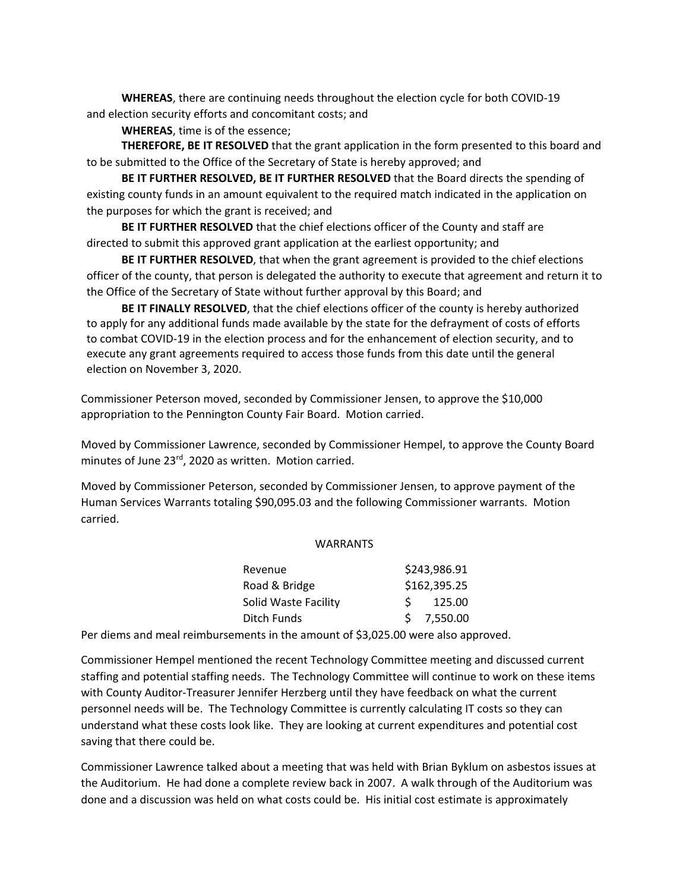**WHEREAS**, there are continuing needs throughout the election cycle for both COVID-19 and election security efforts and concomitant costs; and

**WHEREAS**, time is of the essence;

**THEREFORE, BE IT RESOLVED** that the grant application in the form presented to this board and to be submitted to the Office of the Secretary of State is hereby approved; and

**BE IT FURTHER RESOLVED, BE IT FURTHER RESOLVED** that the Board directs the spending of existing county funds in an amount equivalent to the required match indicated in the application on the purposes for which the grant is received; and

**BE IT FURTHER RESOLVED** that the chief elections officer of the County and staff are directed to submit this approved grant application at the earliest opportunity; and

**BE IT FURTHER RESOLVED**, that when the grant agreement is provided to the chief elections officer of the county, that person is delegated the authority to execute that agreement and return it to the Office of the Secretary of State without further approval by this Board; and

**BE IT FINALLY RESOLVED**, that the chief elections officer of the county is hereby authorized to apply for any additional funds made available by the state for the defrayment of costs of efforts to combat COVID-19 in the election process and for the enhancement of election security, and to execute any grant agreements required to access those funds from this date until the general election on November 3, 2020.

Commissioner Peterson moved, seconded by Commissioner Jensen, to approve the $10,000 appropriation to the Pennington County Fair Board. Motion carried.

Moved by Commissioner Lawrence, seconded by Commissioner Hempel, to approve the County Board minutes of June 23rd, 2020 as written. Motion carried.

Moved by Commissioner Peterson, seconded by Commissioner Jensen, to approve payment of the Human Services Warrants totaling $90,095.03 and the following Commissioner warrants. Motion carried.

WARRANTS

| | |
|---|---|
| Revenue | $243,986.91 |
| Road & Bridge | $162,395.25 |
| Solid Waste Facility | $ 125.00 |
| Ditch Funds | $ 7,550.00 |

Per diems and meal reimbursements in the amount of $3,025.00 were also approved.

Commissioner Hempel mentioned the recent Technology Committee meeting and discussed current staffing and potential staffing needs. The Technology Committee will continue to work on these items with County Auditor-Treasurer Jennifer Herzberg until they have feedback on what the current personnel needs will be. The Technology Committee is currently calculating IT costs so they can understand what these costs look like. They are looking at current expenditures and potential cost saving that there could be.

Commissioner Lawrence talked about a meeting that was held with Brian Byklum on asbestos issues at the Auditorium. He had done a complete review back in 2007. A walk through of the Auditorium was done and a discussion was held on what costs could be. His initial cost estimate is approximately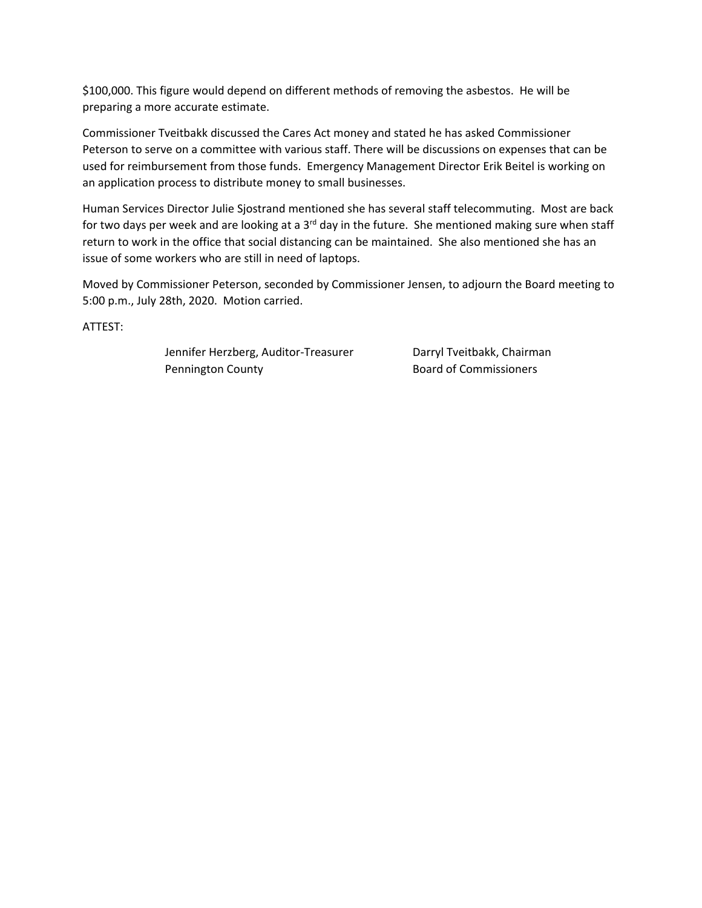$100,000. This figure would depend on different methods of removing the asbestos. He will be preparing a more accurate estimate.

Commissioner Tveitbakk discussed the Cares Act money and stated he has asked Commissioner Peterson to serve on a committee with various staff. There will be discussions on expenses that can be used for reimbursement from those funds. Emergency Management Director Erik Beitel is working on an application process to distribute money to small businesses.

Human Services Director Julie Sjostrand mentioned she has several staff telecommuting. Most are back for two days per week and are looking at a 3rd day in the future. She mentioned making sure when staff return to work in the office that social distancing can be maintained. She also mentioned she has an issue of some workers who are still in need of laptops.

Moved by Commissioner Peterson, seconded by Commissioner Jensen, to adjourn the Board meeting to 5:00 p.m., July 28th, 2020. Motion carried.

ATTEST:

Jennifer Herzberg, Auditor-Treasurer
Pennington County

Darryl Tveitbakk, Chairman
Board of Commissioners